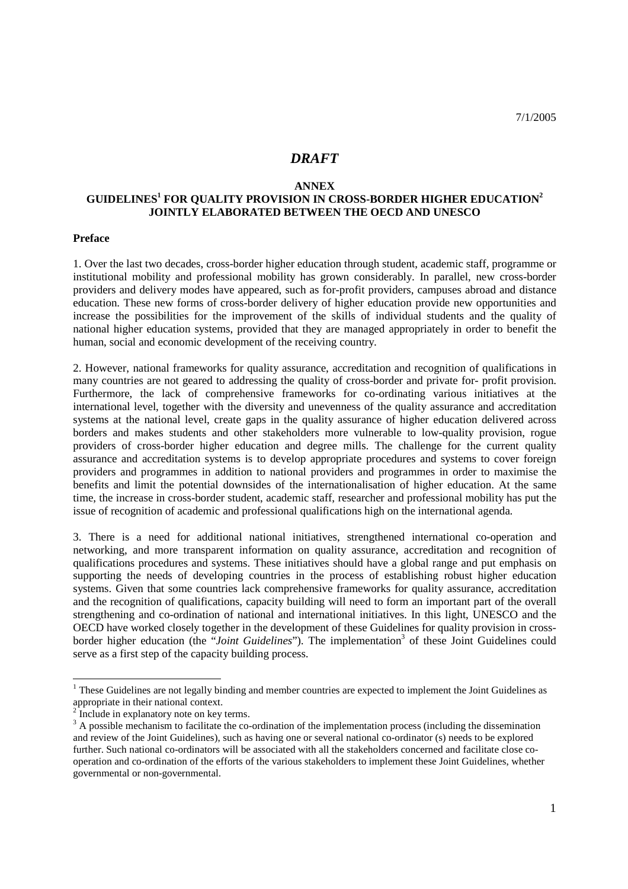7/1/2005

# *DRAFT*

## ANNEX
## GUIDELINES[1] FOR QUALITY PROVISION IN CROSS-BORDER HIGHER EDUCATION[2] JOINTLY ELABORATED BETWEEN THE OECD AND UNESCO

### Preface

1. Over the last two decades, cross-border higher education through student, academic staff, programme or institutional mobility and professional mobility has grown considerably. In parallel, new cross-border providers and delivery modes have appeared, such as for-profit providers, campuses abroad and distance education. These new forms of cross-border delivery of higher education provide new opportunities and increase the possibilities for the improvement of the skills of individual students and the quality of national higher education systems, provided that they are managed appropriately in order to benefit the human, social and economic development of the receiving country.

2. However, national frameworks for quality assurance, accreditation and recognition of qualifications in many countries are not geared to addressing the quality of cross-border and private for- profit provision. Furthermore, the lack of comprehensive frameworks for co-ordinating various initiatives at the international level, together with the diversity and unevenness of the quality assurance and accreditation systems at the national level, create gaps in the quality assurance of higher education delivered across borders and makes students and other stakeholders more vulnerable to low-quality provision, rogue providers of cross-border higher education and degree mills. The challenge for the current quality assurance and accreditation systems is to develop appropriate procedures and systems to cover foreign providers and programmes in addition to national providers and programmes in order to maximise the benefits and limit the potential downsides of the internationalisation of higher education. At the same time, the increase in cross-border student, academic staff, researcher and professional mobility has put the issue of recognition of academic and professional qualifications high on the international agenda.

3. There is a need for additional national initiatives, strengthened international co-operation and networking, and more transparent information on quality assurance, accreditation and recognition of qualifications procedures and systems. These initiatives should have a global range and put emphasis on supporting the needs of developing countries in the process of establishing robust higher education systems. Given that some countries lack comprehensive frameworks for quality assurance, accreditation and the recognition of qualifications, capacity building will need to form an important part of the overall strengthening and co-ordination of national and international initiatives. In this light, UNESCO and the OECD have worked closely together in the development of these Guidelines for quality provision in cross-border higher education (the "*Joint Guidelines*"). The implementation[3] of these Joint Guidelines could serve as a first step of the capacity building process.

---

[1] These Guidelines are not legally binding and member countries are expected to implement the Joint Guidelines as appropriate in their national context.

[2] Include in explanatory note on key terms.

[3] A possible mechanism to facilitate the co-ordination of the implementation process (including the dissemination and review of the Joint Guidelines), such as having one or several national co-ordinator (s) needs to be explored further. Such national co-ordinators will be associated with all the stakeholders concerned and facilitate close co-operation and co-ordination of the efforts of the various stakeholders to implement these Joint Guidelines, whether governmental or non-governmental.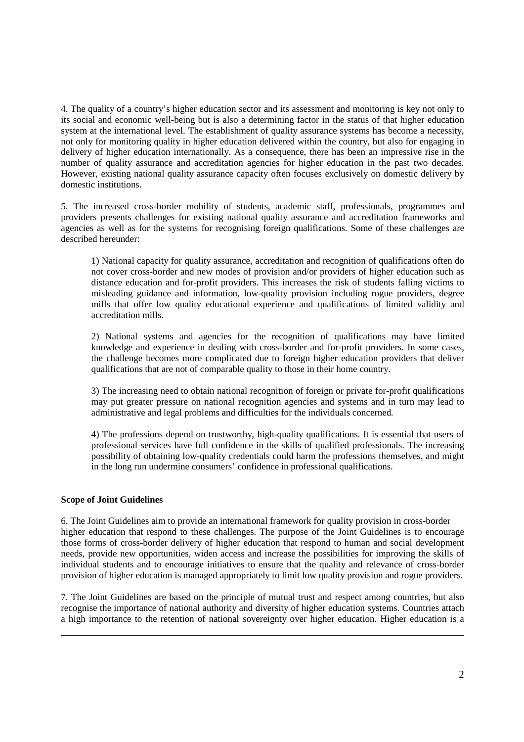4. The quality of a country's higher education sector and its assessment and monitoring is key not only to its social and economic well-being but is also a determining factor in the status of that higher education system at the international level. The establishment of quality assurance systems has become a necessity, not only for monitoring quality in higher education delivered within the country, but also for engaging in delivery of higher education internationally. As a consequence, there has been an impressive rise in the number of quality assurance and accreditation agencies for higher education in the past two decades. However, existing national quality assurance capacity often focuses exclusively on domestic delivery by domestic institutions.

5. The increased cross-border mobility of students, academic staff, professionals, programmes and providers presents challenges for existing national quality assurance and accreditation frameworks and agencies as well as for the systems for recognising foreign qualifications. Some of these challenges are described hereunder:

> 1) National capacity for quality assurance, accreditation and recognition of qualifications often do not cover cross-border and new modes of provision and/or providers of higher education such as distance education and for-profit providers. This increases the risk of students falling victims to misleading guidance and information, low-quality provision including rogue providers, degree mills that offer low quality educational experience and qualifications of limited validity and accreditation mills.
>
> 2) National systems and agencies for the recognition of qualifications may have limited knowledge and experience in dealing with cross-border and for-profit providers. In some cases, the challenge becomes more complicated due to foreign higher education providers that deliver qualifications that are not of comparable quality to those in their home country.
>
> 3) The increasing need to obtain national recognition of foreign or private for-profit qualifications may put greater pressure on national recognition agencies and systems and in turn may lead to administrative and legal problems and difficulties for the individuals concerned.
>
> 4) The professions depend on trustworthy, high-quality qualifications. It is essential that users of professional services have full confidence in the skills of qualified professionals. The increasing possibility of obtaining low-quality credentials could harm the professions themselves, and might in the long run undermine consumers' confidence in professional qualifications.

**Scope of Joint Guidelines**

6. The Joint Guidelines aim to provide an international framework for quality provision in cross-border higher education that respond to these challenges. The purpose of the Joint Guidelines is to encourage those forms of cross-border delivery of higher education that respond to human and social development needs, provide new opportunities, widen access and increase the possibilities for improving the skills of individual students and to encourage initiatives to ensure that the quality and relevance of cross-border provision of higher education is managed appropriately to limit low quality provision and rogue providers.

7. The Joint Guidelines are based on the principle of mutual trust and respect among countries, but also recognise the importance of national authority and diversity of higher education systems. Countries attach a high importance to the retention of national sovereignty over higher education. Higher education is a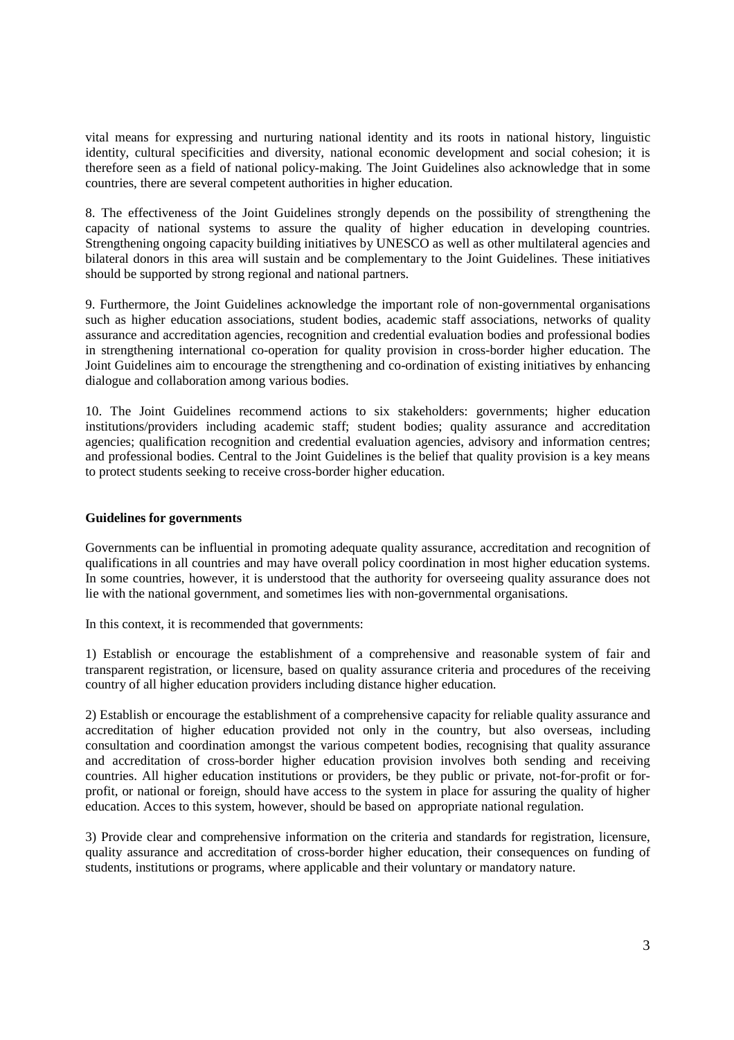vital means for expressing and nurturing national identity and its roots in national history, linguistic identity, cultural specificities and diversity, national economic development and social cohesion; it is therefore seen as a field of national policy-making. The Joint Guidelines also acknowledge that in some countries, there are several competent authorities in higher education.

8. The effectiveness of the Joint Guidelines strongly depends on the possibility of strengthening the capacity of national systems to assure the quality of higher education in developing countries. Strengthening ongoing capacity building initiatives by UNESCO as well as other multilateral agencies and bilateral donors in this area will sustain and be complementary to the Joint Guidelines. These initiatives should be supported by strong regional and national partners.

9. Furthermore, the Joint Guidelines acknowledge the important role of non-governmental organisations such as higher education associations, student bodies, academic staff associations, networks of quality assurance and accreditation agencies, recognition and credential evaluation bodies and professional bodies in strengthening international co-operation for quality provision in cross-border higher education. The Joint Guidelines aim to encourage the strengthening and co-ordination of existing initiatives by enhancing dialogue and collaboration among various bodies.

10. The Joint Guidelines recommend actions to six stakeholders: governments; higher education institutions/providers including academic staff; student bodies; quality assurance and accreditation agencies; qualification recognition and credential evaluation agencies, advisory and information centres; and professional bodies. Central to the Joint Guidelines is the belief that quality provision is a key means to protect students seeking to receive cross-border higher education.

**Guidelines for governments**

Governments can be influential in promoting adequate quality assurance, accreditation and recognition of qualifications in all countries and may have overall policy coordination in most higher education systems. In some countries, however, it is understood that the authority for overseeing quality assurance does not lie with the national government, and sometimes lies with non-governmental organisations.

In this context, it is recommended that governments:

1) Establish or encourage the establishment of a comprehensive and reasonable system of fair and transparent registration, or licensure, based on quality assurance criteria and procedures of the receiving country of all higher education providers including distance higher education.

2) Establish or encourage the establishment of a comprehensive capacity for reliable quality assurance and accreditation of higher education provided not only in the country, but also overseas, including consultation and coordination amongst the various competent bodies, recognising that quality assurance and accreditation of cross-border higher education provision involves both sending and receiving countries. All higher education institutions or providers, be they public or private, not-for-profit or for-profit, or national or foreign, should have access to the system in place for assuring the quality of higher education. Acces to this system, however, should be based on appropriate national regulation.

3) Provide clear and comprehensive information on the criteria and standards for registration, licensure, quality assurance and accreditation of cross-border higher education, their consequences on funding of students, institutions or programs, where applicable and their voluntary or mandatory nature.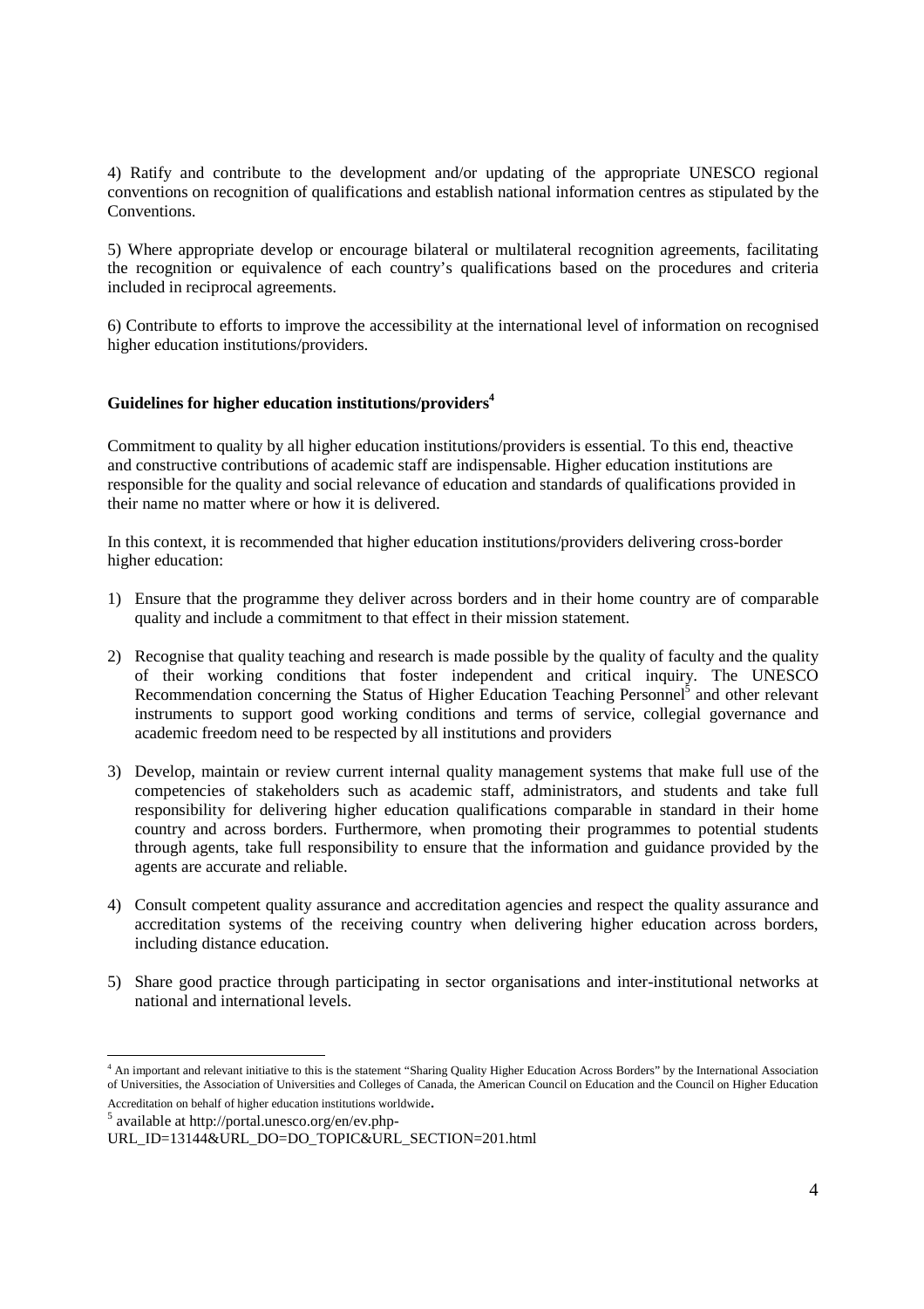4) Ratify and contribute to the development and/or updating of the appropriate UNESCO regional conventions on recognition of qualifications and establish national information centres as stipulated by the Conventions.

5) Where appropriate develop or encourage bilateral or multilateral recognition agreements, facilitating the recognition or equivalence of each country's qualifications based on the procedures and criteria included in reciprocal agreements.

6) Contribute to efforts to improve the accessibility at the international level of information on recognised higher education institutions/providers.

**Guidelines for higher education institutions/providers**[4]

Commitment to quality by all higher education institutions/providers is essential. To this end, theactive and constructive contributions of academic staff are indispensable. Higher education institutions are responsible for the quality and social relevance of education and standards of qualifications provided in their name no matter where or how it is delivered.

In this context, it is recommended that higher education institutions/providers delivering cross-border higher education:

1) Ensure that the programme they deliver across borders and in their home country are of comparable quality and include a commitment to that effect in their mission statement.

2) Recognise that quality teaching and research is made possible by the quality of faculty and the quality of their working conditions that foster independent and critical inquiry. The UNESCO Recommendation concerning the Status of Higher Education Teaching Personnel[5] and other relevant instruments to support good working conditions and terms of service, collegial governance and academic freedom need to be respected by all institutions and providers

3) Develop, maintain or review current internal quality management systems that make full use of the competencies of stakeholders such as academic staff, administrators, and students and take full responsibility for delivering higher education qualifications comparable in standard in their home country and across borders. Furthermore, when promoting their programmes to potential students through agents, take full responsibility to ensure that the information and guidance provided by the agents are accurate and reliable.

4) Consult competent quality assurance and accreditation agencies and respect the quality assurance and accreditation systems of the receiving country when delivering higher education across borders, including distance education.

5) Share good practice through participating in sector organisations and inter-institutional networks at national and international levels.

---

[4] An important and relevant initiative to this is the statement "Sharing Quality Higher Education Across Borders" by the International Association of Universities, the Association of Universities and Colleges of Canada, the American Council on Education and the Council on Higher Education Accreditation on behalf of higher education institutions worldwide.

[5] available at http://portal.unesco.org/en/ev.php-URL_ID=13144&URL_DO=DO_TOPIC&URL_SECTION=201.html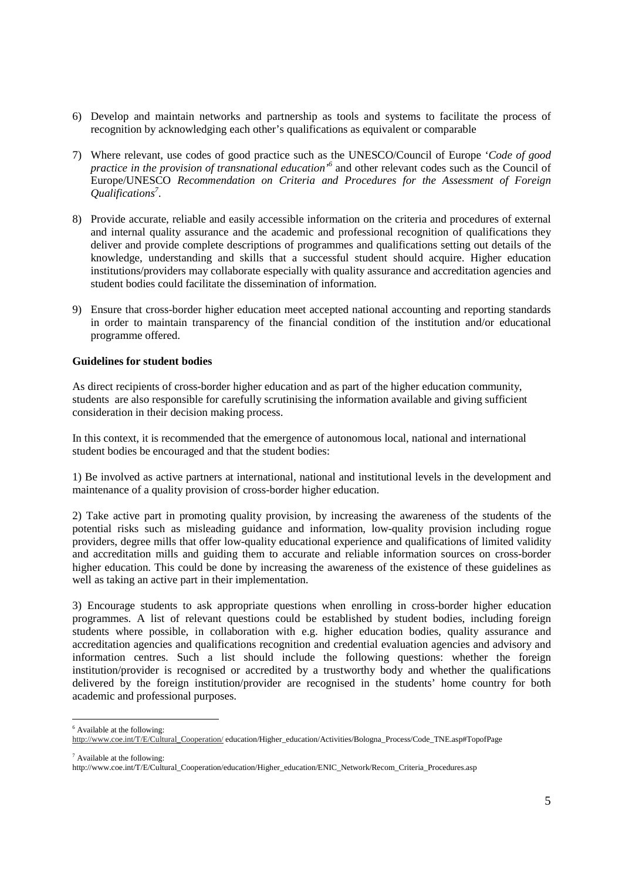6) Develop and maintain networks and partnership as tools and systems to facilitate the process of recognition by acknowledging each other's qualifications as equivalent or comparable

7) Where relevant, use codes of good practice such as the UNESCO/Council of Europe '*Code of good practice in the provision of transnational education*'[6] and other relevant codes such as the Council of Europe/UNESCO *Recommendation on Criteria and Procedures for the Assessment of Foreign Qualifications*[7].

8) Provide accurate, reliable and easily accessible information on the criteria and procedures of external and internal quality assurance and the academic and professional recognition of qualifications they deliver and provide complete descriptions of programmes and qualifications setting out details of the knowledge, understanding and skills that a successful student should acquire. Higher education institutions/providers may collaborate especially with quality assurance and accreditation agencies and student bodies could facilitate the dissemination of information.

9) Ensure that cross-border higher education meet accepted national accounting and reporting standards in order to maintain transparency of the financial condition of the institution and/or educational programme offered.

**Guidelines for student bodies**

As direct recipients of cross-border higher education and as part of the higher education community, students are also responsible for carefully scrutinising the information available and giving sufficient consideration in their decision making process.

In this context, it is recommended that the emergence of autonomous local, national and international student bodies be encouraged and that the student bodies:

1) Be involved as active partners at international, national and institutional levels in the development and maintenance of a quality provision of cross-border higher education.

2) Take active part in promoting quality provision, by increasing the awareness of the students of the potential risks such as misleading guidance and information, low-quality provision including rogue providers, degree mills that offer low-quality educational experience and qualifications of limited validity and accreditation mills and guiding them to accurate and reliable information sources on cross-border higher education. This could be done by increasing the awareness of the existence of these guidelines as well as taking an active part in their implementation.

3) Encourage students to ask appropriate questions when enrolling in cross-border higher education programmes. A list of relevant questions could be established by student bodies, including foreign students where possible, in collaboration with e.g. higher education bodies, quality assurance and accreditation agencies and qualifications recognition and credential evaluation agencies and advisory and information centres. Such a list should include the following questions: whether the foreign institution/provider is recognised or accredited by a trustworthy body and whether the qualifications delivered by the foreign institution/provider are recognised in the students' home country for both academic and professional purposes.

---

[6] Available at the following: http://www.coe.int/T/E/Cultural_Cooperation/ education/Higher_education/Activities/Bologna_Process/Code_TNE.asp#TopofPage

[7] Available at the following: http://www.coe.int/T/E/Cultural_Cooperation/education/Higher_education/ENIC_Network/Recom_Criteria_Procedures.asp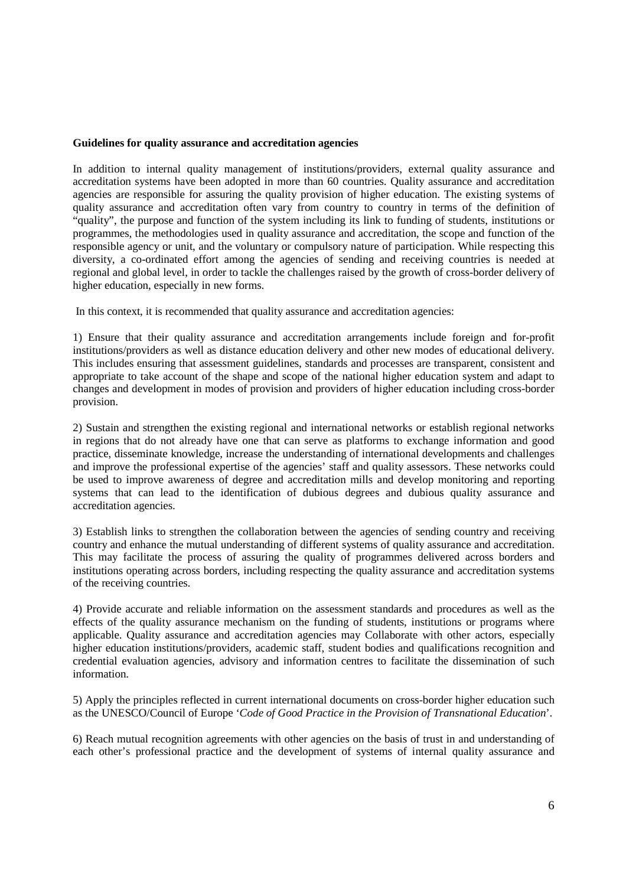**Guidelines for quality assurance and accreditation agencies**

In addition to internal quality management of institutions/providers, external quality assurance and accreditation systems have been adopted in more than 60 countries. Quality assurance and accreditation agencies are responsible for assuring the quality provision of higher education. The existing systems of quality assurance and accreditation often vary from country to country in terms of the definition of "quality", the purpose and function of the system including its link to funding of students, institutions or programmes, the methodologies used in quality assurance and accreditation, the scope and function of the responsible agency or unit, and the voluntary or compulsory nature of participation. While respecting this diversity, a co-ordinated effort among the agencies of sending and receiving countries is needed at regional and global level, in order to tackle the challenges raised by the growth of cross-border delivery of higher education, especially in new forms.

In this context, it is recommended that quality assurance and accreditation agencies:

1) Ensure that their quality assurance and accreditation arrangements include foreign and for-profit institutions/providers as well as distance education delivery and other new modes of educational delivery. This includes ensuring that assessment guidelines, standards and processes are transparent, consistent and appropriate to take account of the shape and scope of the national higher education system and adapt to changes and development in modes of provision and providers of higher education including cross-border provision.

2) Sustain and strengthen the existing regional and international networks or establish regional networks in regions that do not already have one that can serve as platforms to exchange information and good practice, disseminate knowledge, increase the understanding of international developments and challenges and improve the professional expertise of the agencies' staff and quality assessors. These networks could be used to improve awareness of degree and accreditation mills and develop monitoring and reporting systems that can lead to the identification of dubious degrees and dubious quality assurance and accreditation agencies.

3) Establish links to strengthen the collaboration between the agencies of sending country and receiving country and enhance the mutual understanding of different systems of quality assurance and accreditation. This may facilitate the process of assuring the quality of programmes delivered across borders and institutions operating across borders, including respecting the quality assurance and accreditation systems of the receiving countries.

4) Provide accurate and reliable information on the assessment standards and procedures as well as the effects of the quality assurance mechanism on the funding of students, institutions or programs where applicable. Quality assurance and accreditation agencies may Collaborate with other actors, especially higher education institutions/providers, academic staff, student bodies and qualifications recognition and credential evaluation agencies, advisory and information centres to facilitate the dissemination of such information.

5) Apply the principles reflected in current international documents on cross-border higher education such as the UNESCO/Council of Europe '*Code of Good Practice in the Provision of Transnational Education*'.

6) Reach mutual recognition agreements with other agencies on the basis of trust in and understanding of each other's professional practice and the development of systems of internal quality assurance and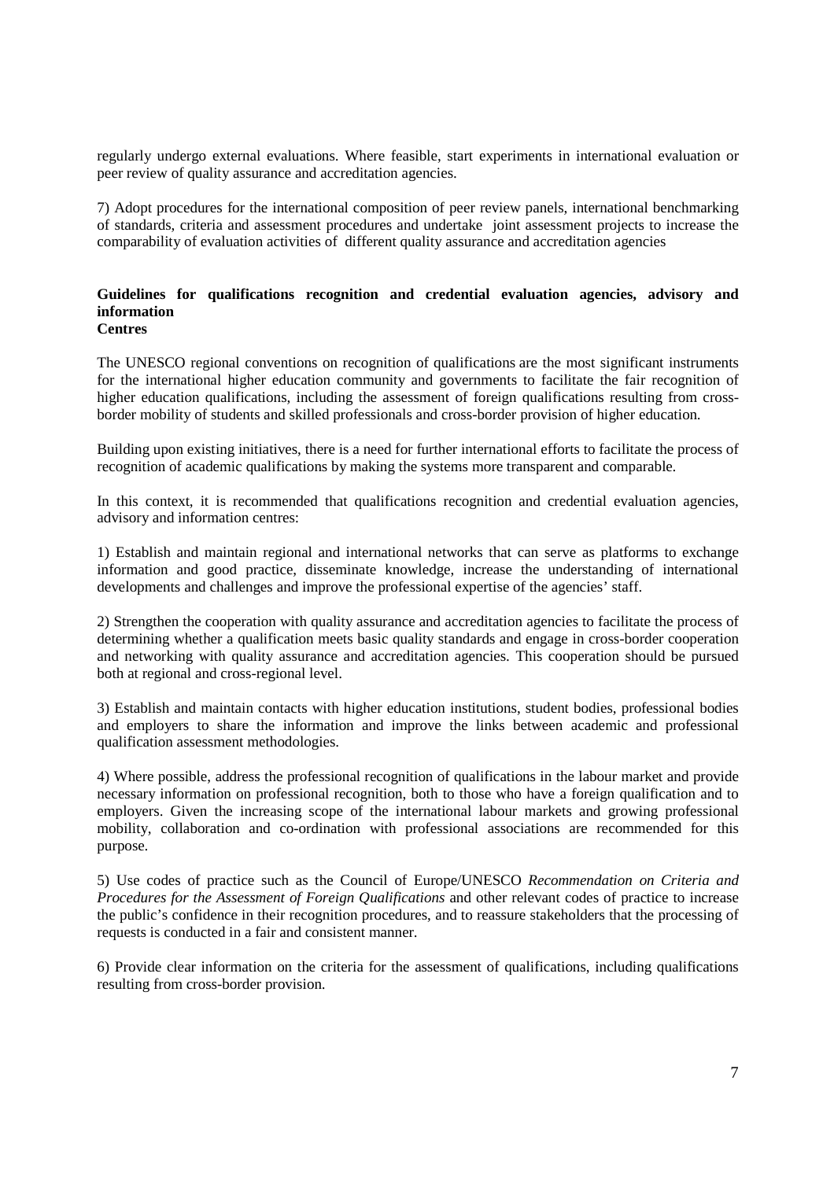regularly undergo external evaluations. Where feasible, start experiments in international evaluation or peer review of quality assurance and accreditation agencies.

7) Adopt procedures for the international composition of peer review panels, international benchmarking of standards, criteria and assessment procedures and undertake joint assessment projects to increase the comparability of evaluation activities of different quality assurance and accreditation agencies

**Guidelines for qualifications recognition and credential evaluation agencies, advisory and information Centres**

The UNESCO regional conventions on recognition of qualifications are the most significant instruments for the international higher education community and governments to facilitate the fair recognition of higher education qualifications, including the assessment of foreign qualifications resulting from cross-border mobility of students and skilled professionals and cross-border provision of higher education.

Building upon existing initiatives, there is a need for further international efforts to facilitate the process of recognition of academic qualifications by making the systems more transparent and comparable.

In this context, it is recommended that qualifications recognition and credential evaluation agencies, advisory and information centres:

1) Establish and maintain regional and international networks that can serve as platforms to exchange information and good practice, disseminate knowledge, increase the understanding of international developments and challenges and improve the professional expertise of the agencies' staff.

2) Strengthen the cooperation with quality assurance and accreditation agencies to facilitate the process of determining whether a qualification meets basic quality standards and engage in cross-border cooperation and networking with quality assurance and accreditation agencies. This cooperation should be pursued both at regional and cross-regional level.

3) Establish and maintain contacts with higher education institutions, student bodies, professional bodies and employers to share the information and improve the links between academic and professional qualification assessment methodologies.

4) Where possible, address the professional recognition of qualifications in the labour market and provide necessary information on professional recognition, both to those who have a foreign qualification and to employers. Given the increasing scope of the international labour markets and growing professional mobility, collaboration and co-ordination with professional associations are recommended for this purpose.

5) Use codes of practice such as the Council of Europe/UNESCO *Recommendation on Criteria and Procedures for the Assessment of Foreign Qualifications* and other relevant codes of practice to increase the public's confidence in their recognition procedures, and to reassure stakeholders that the processing of requests is conducted in a fair and consistent manner.

6) Provide clear information on the criteria for the assessment of qualifications, including qualifications resulting from cross-border provision.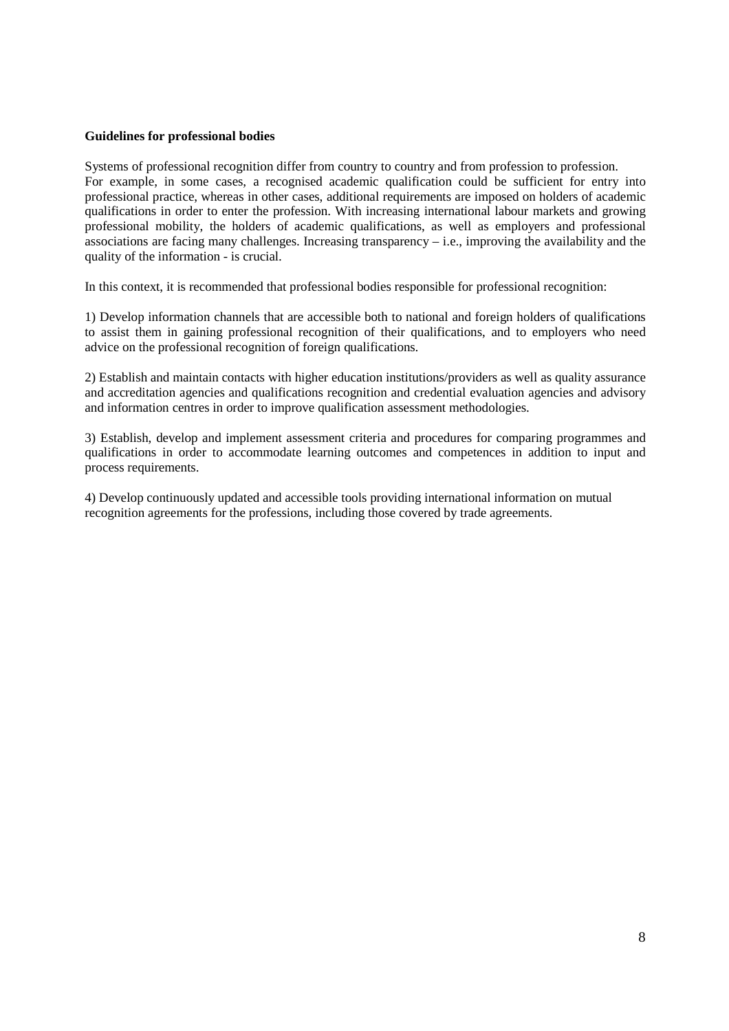**Guidelines for professional bodies**

Systems of professional recognition differ from country to country and from profession to profession. For example, in some cases, a recognised academic qualification could be sufficient for entry into professional practice, whereas in other cases, additional requirements are imposed on holders of academic qualifications in order to enter the profession. With increasing international labour markets and growing professional mobility, the holders of academic qualifications, as well as employers and professional associations are facing many challenges. Increasing transparency – i.e., improving the availability and the quality of the information - is crucial.

In this context, it is recommended that professional bodies responsible for professional recognition:

1) Develop information channels that are accessible both to national and foreign holders of qualifications to assist them in gaining professional recognition of their qualifications, and to employers who need advice on the professional recognition of foreign qualifications.

2) Establish and maintain contacts with higher education institutions/providers as well as quality assurance and accreditation agencies and qualifications recognition and credential evaluation agencies and advisory and information centres in order to improve qualification assessment methodologies.

3) Establish, develop and implement assessment criteria and procedures for comparing programmes and qualifications in order to accommodate learning outcomes and competences in addition to input and process requirements.

4) Develop continuously updated and accessible tools providing international information on mutual recognition agreements for the professions, including those covered by trade agreements.